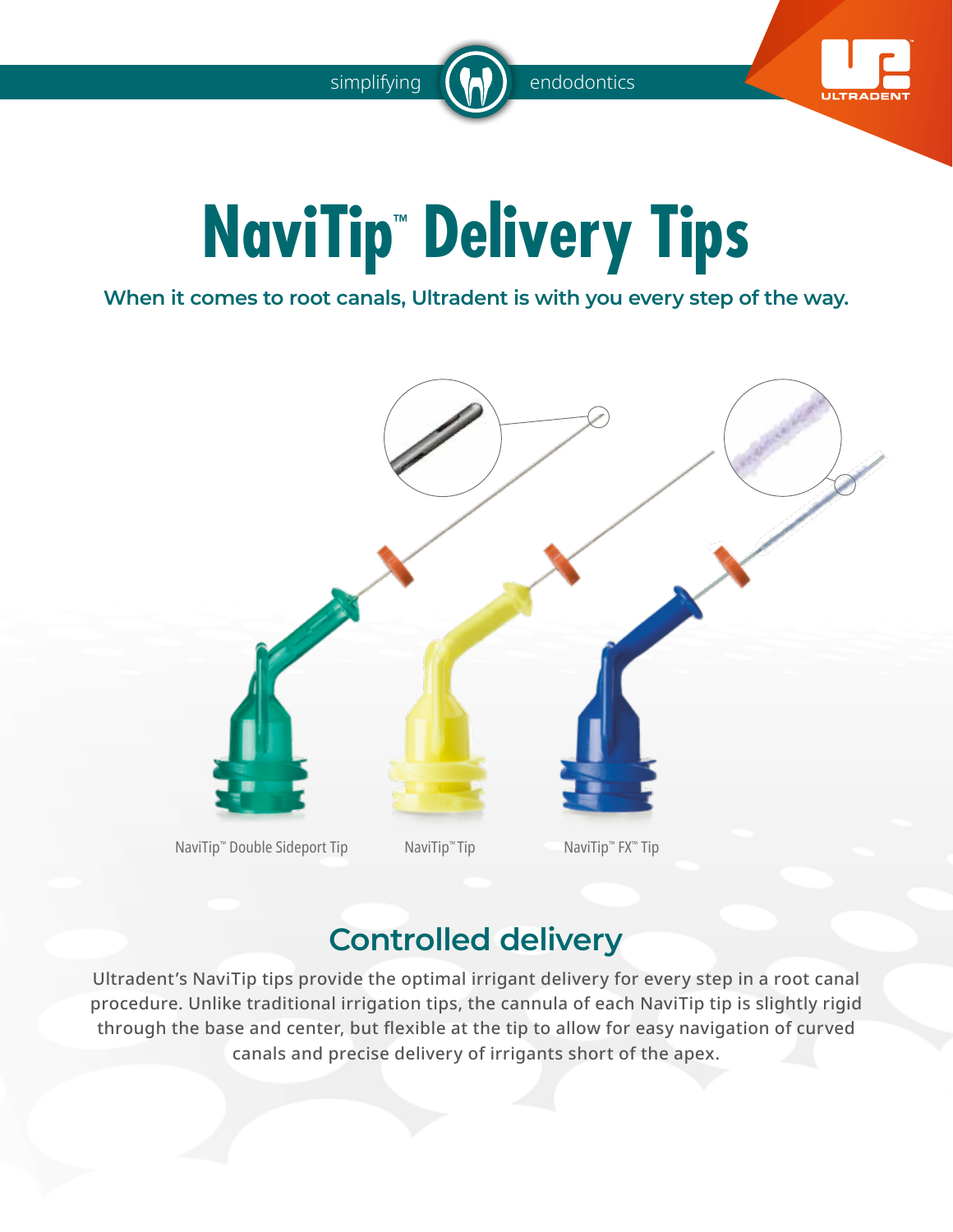simplifying endodontics

ULTRADENT

# NaviTip™ Delivery Tips

**When it comes to root canals, Ultradent is with you every step of the way.**

NaviTip™ Double Sideport Tip

NaviTip™ Tip

NaviTip™ FX™ Tip

## Controlled delivery

Ultradent's NaviTip tips provide the optimal irrigant delivery for every step in a root canal procedure. Unlike traditional irrigation tips, the cannula of each NaviTip tip is slightly rigid through the base and center, but flexible at the tip to allow for easy navigation of curved canals and precise delivery of irrigants short of the apex.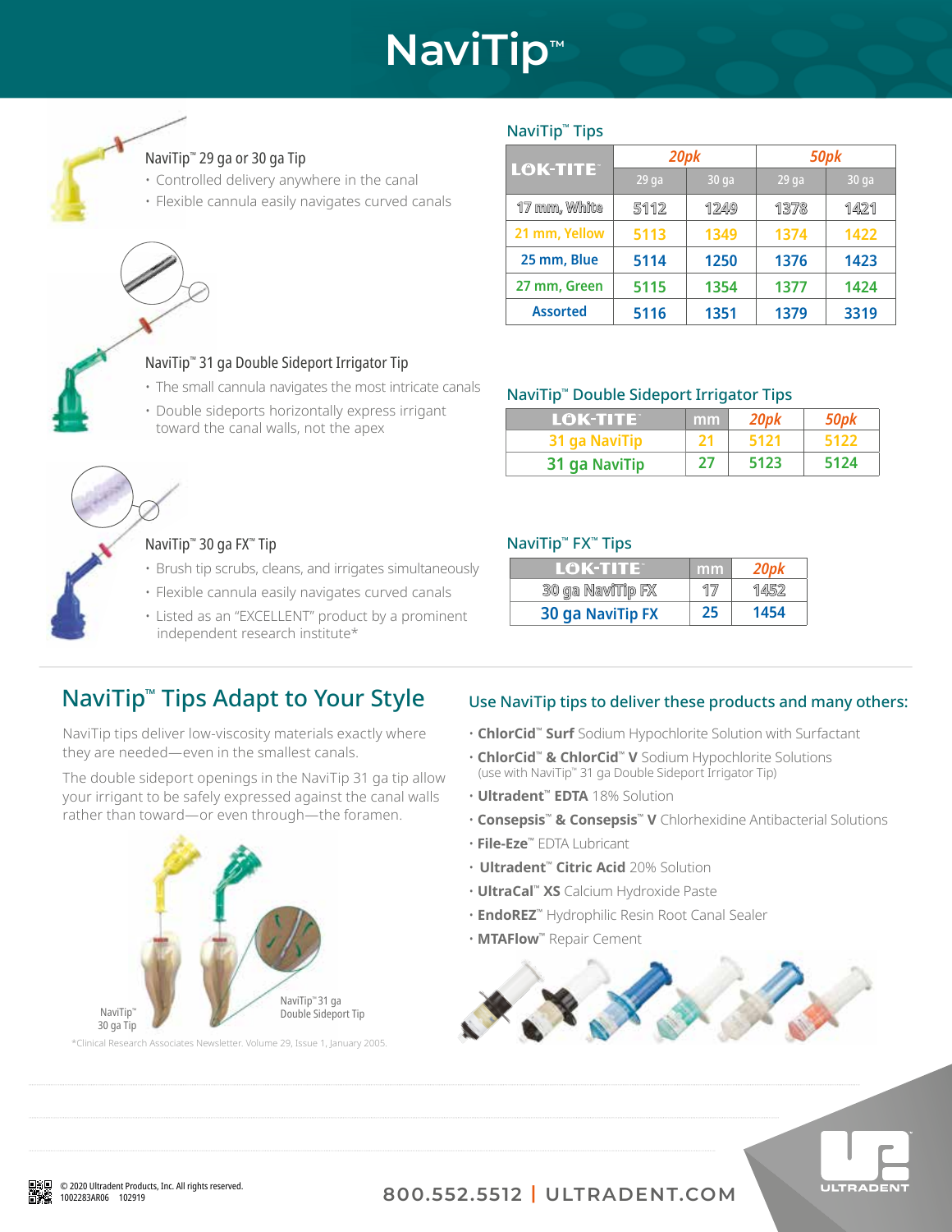# NaviTip™

### NaviTip™ 29 ga or 30 ga Tip

- Controlled delivery anywhere in the canal
- Flexible cannula easily navigates curved canals

### NaviTip™ 31 ga Double Sideport Irrigator Tip

- The small cannula navigates the most intricate canals
- Double sideports horizontally express irrigant toward the canal walls, not the apex

### NaviTip™ 30 ga FX™ Tip

- Brush tip scrubs, cleans, and irrigates simultaneously
- Flexible cannula easily navigates curved canals
- Listed as an "EXCELLENT" product by a prominent independent research institute*

### NaviTip™ Tips

| LOK-TITE™ | 20pk | | 50pk | |
|---|---|---|---|---|
| | 29 ga | 30 ga | 29 ga | 30 ga |
| 17 mm, White | 5112 | 1249 | 1378 | 1421 |
| 21 mm, Yellow | 5113 | 1349 | 1374 | 1422 |
| 25 mm, Blue | 5114 | 1250 | 1376 | 1423 |
| 27 mm, Green | 5115 | 1354 | 1377 | 1424 |
| Assorted | 5116 | 1351 | 1379 | 3319 |

### NaviTip™ Double Sideport Irrigator Tips

| LOK-TITE™ | mm | 20pk | 50pk |
|---|---|---|---|
| 31 ga NaviTip | 21 | 5121 | 5122 |
| 31 ga NaviTip | 27 | 5123 | 5124 |

### NaviTip™ FX™ Tips

| LOK-TITE™ | mm | 20pk |
|---|---|---|
| 30 ga NaviTip FX | 17 | 1452 |
| 30 ga NaviTip FX | 25 | 1454 |

## NaviTip™ Tips Adapt to Your Style

NaviTip tips deliver low-viscosity materials exactly where they are needed—even in the smallest canals.

The double sideport openings in the NaviTip 31 ga tip allow your irrigant to be safely expressed against the canal walls rather than toward—or even through—the foramen.

NaviTip™ 30 ga Tip

NaviTip™ 31 ga Double Sideport Tip

*Clinical Research Associates Newsletter. Volume 29, Issue 1, January 2005.

### Use NaviTip tips to deliver these products and many others:

- **ChlorCid™ Surf** Sodium Hypochlorite Solution with Surfactant
- **ChlorCid™ & ChlorCid™ V** Sodium Hypochlorite Solutions (use with NaviTip™ 31 ga Double Sideport Irrigator Tip)
- **Ultradent™ EDTA** 18% Solution
- **Consepsis™ & Consepsis™ V** Chlorhexidine Antibacterial Solutions
- **File-Eze™** EDTA Lubricant
- **Ultradent™ Citric Acid** 20% Solution
- **UltraCal™ XS** Calcium Hydroxide Paste
- **EndoREZ™** Hydrophilic Resin Root Canal Sealer
- **MTAFlow™** Repair Cement

© 2020 Ultradent Products, Inc. All rights reserved.
1002283AR06 102919

800.552.5512 | ULTRADENT.COM

ULTRADENT